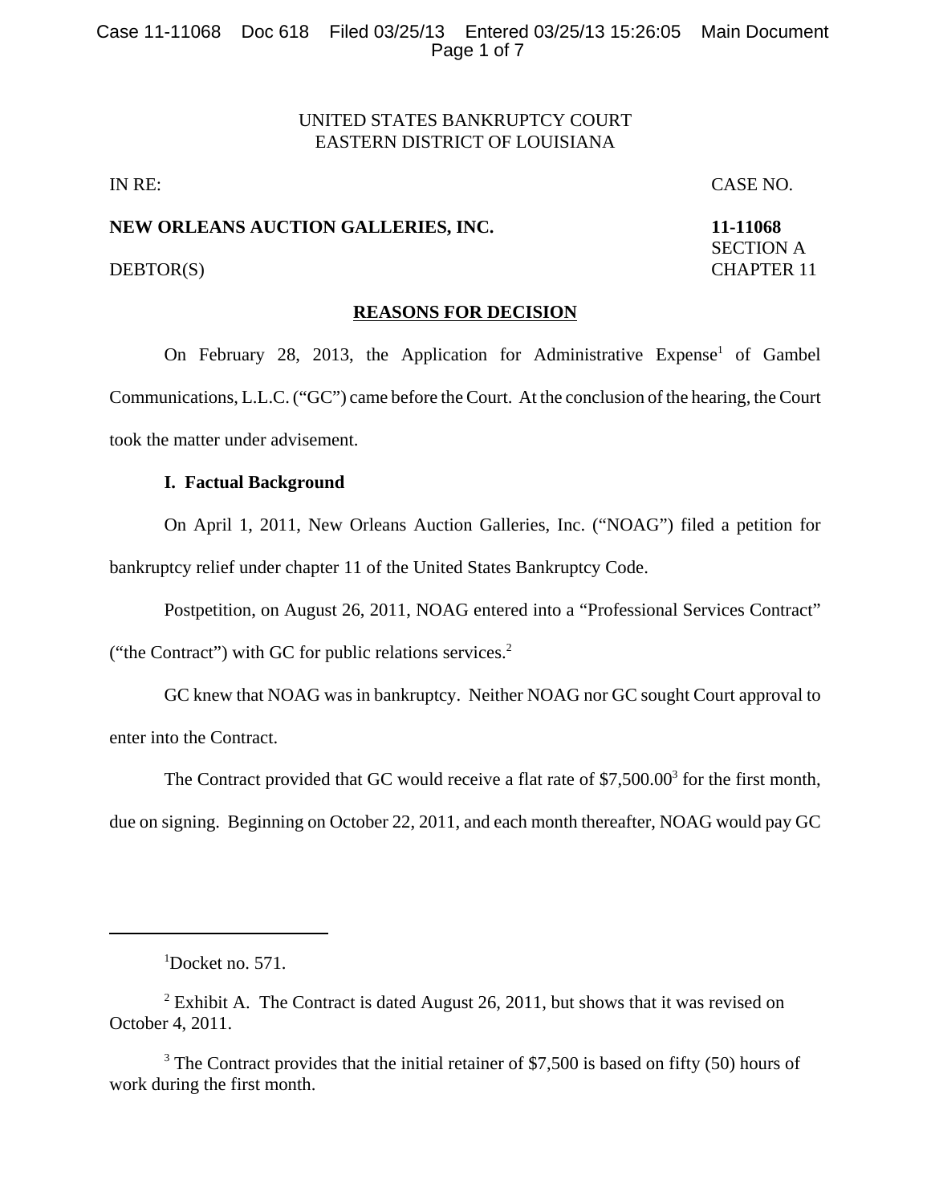UNITED STATES BANKRUPTCY COURT
EASTERN DISTRICT OF LOUISIANA

IN RE: CASE NO.

**NEW ORLEANS AUCTION GALLERIES, INC.** **11-11068**
SECTION A
DEBTOR(S) CHAPTER 11

**REASONS FOR DECISION**

On February 28, 2013, the Application for Administrative Expense[1] of Gambel Communications, L.L.C. ("GC") came before the Court. At the conclusion of the hearing, the Court took the matter under advisement.

**I. Factual Background**

On April 1, 2011, New Orleans Auction Galleries, Inc. ("NOAG") filed a petition for bankruptcy relief under chapter 11 of the United States Bankruptcy Code.

Postpetition, on August 26, 2011, NOAG entered into a "Professional Services Contract" ("the Contract") with GC for public relations services.[2]

GC knew that NOAG was in bankruptcy. Neither NOAG nor GC sought Court approval to enter into the Contract.

The Contract provided that GC would receive a flat rate of $7,500.00[3] for the first month, due on signing. Beginning on October 22, 2011, and each month thereafter, NOAG would pay GC

---

[1] Docket no. 571.

[2] Exhibit A. The Contract is dated August 26, 2011, but shows that it was revised on October 4, 2011.

[3] The Contract provides that the initial retainer of $7,500 is based on fifty (50) hours of work during the first month.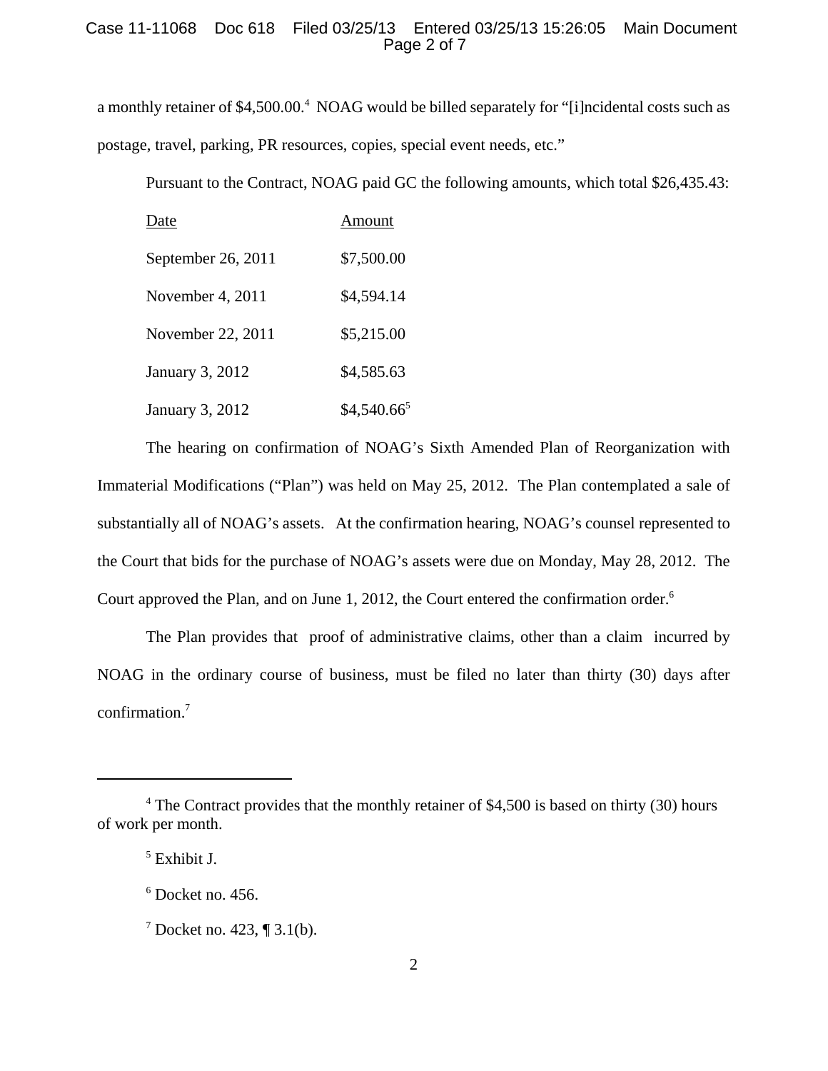a monthly retainer of $4,500.00.[4] NOAG would be billed separately for "[i]ncidental costs such as postage, travel, parking, PR resources, copies, special event needs, etc."

Pursuant to the Contract, NOAG paid GC the following amounts, which total $26,435.43:

| Date | Amount |
|---|---|
| September 26, 2011 | $7,500.00 |
| November 4, 2011 | $4,594.14 |
| November 22, 2011 | $5,215.00 |
| January 3, 2012 | $4,585.63 |
| January 3, 2012 | $4,540.66[5] |

The hearing on confirmation of NOAG's Sixth Amended Plan of Reorganization with Immaterial Modifications ("Plan") was held on May 25, 2012. The Plan contemplated a sale of substantially all of NOAG's assets. At the confirmation hearing, NOAG's counsel represented to the Court that bids for the purchase of NOAG's assets were due on Monday, May 28, 2012. The Court approved the Plan, and on June 1, 2012, the Court entered the confirmation order.[6]

The Plan provides that proof of administrative claims, other than a claim incurred by NOAG in the ordinary course of business, must be filed no later than thirty (30) days after confirmation.[7]

---

[4] The Contract provides that the monthly retainer of $4,500 is based on thirty (30) hours of work per month.

[5] Exhibit J.

[6] Docket no. 456.

[7] Docket no. 423, ¶ 3.1(b).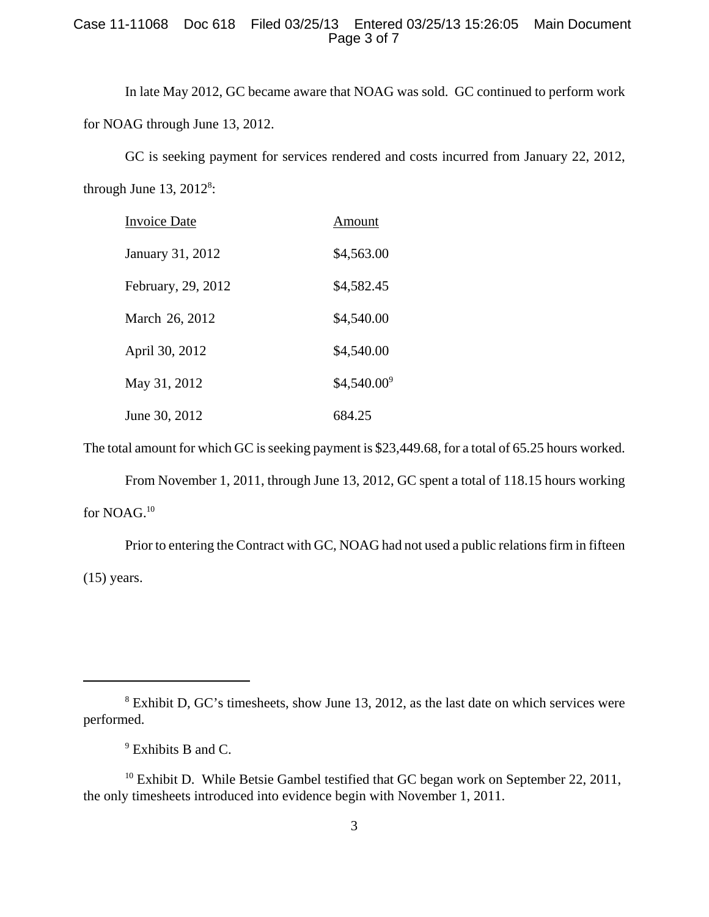In late May 2012, GC became aware that NOAG was sold. GC continued to perform work for NOAG through June 13, 2012.

GC is seeking payment for services rendered and costs incurred from January 22, 2012, through June 13, 2012[8]:

| Invoice Date | Amount |
|---|---|
| January 31, 2012 | $4,563.00 |
| February, 29, 2012 | $4,582.45 |
| March 26, 2012 | $4,540.00 |
| April 30, 2012 | $4,540.00 |
| May 31, 2012 | $4,540.00[9] |
| June 30, 2012 | 684.25 |

The total amount for which GC is seeking payment is $23,449.68, for a total of 65.25 hours worked.

From November 1, 2011, through June 13, 2012, GC spent a total of 118.15 hours working for NOAG.[10]

Prior to entering the Contract with GC, NOAG had not used a public relations firm in fifteen (15) years.

---

[8] Exhibit D, GC's timesheets, show June 13, 2012, as the last date on which services were performed.

[9] Exhibits B and C.

[10] Exhibit D. While Betsie Gambel testified that GC began work on September 22, 2011, the only timesheets introduced into evidence begin with November 1, 2011.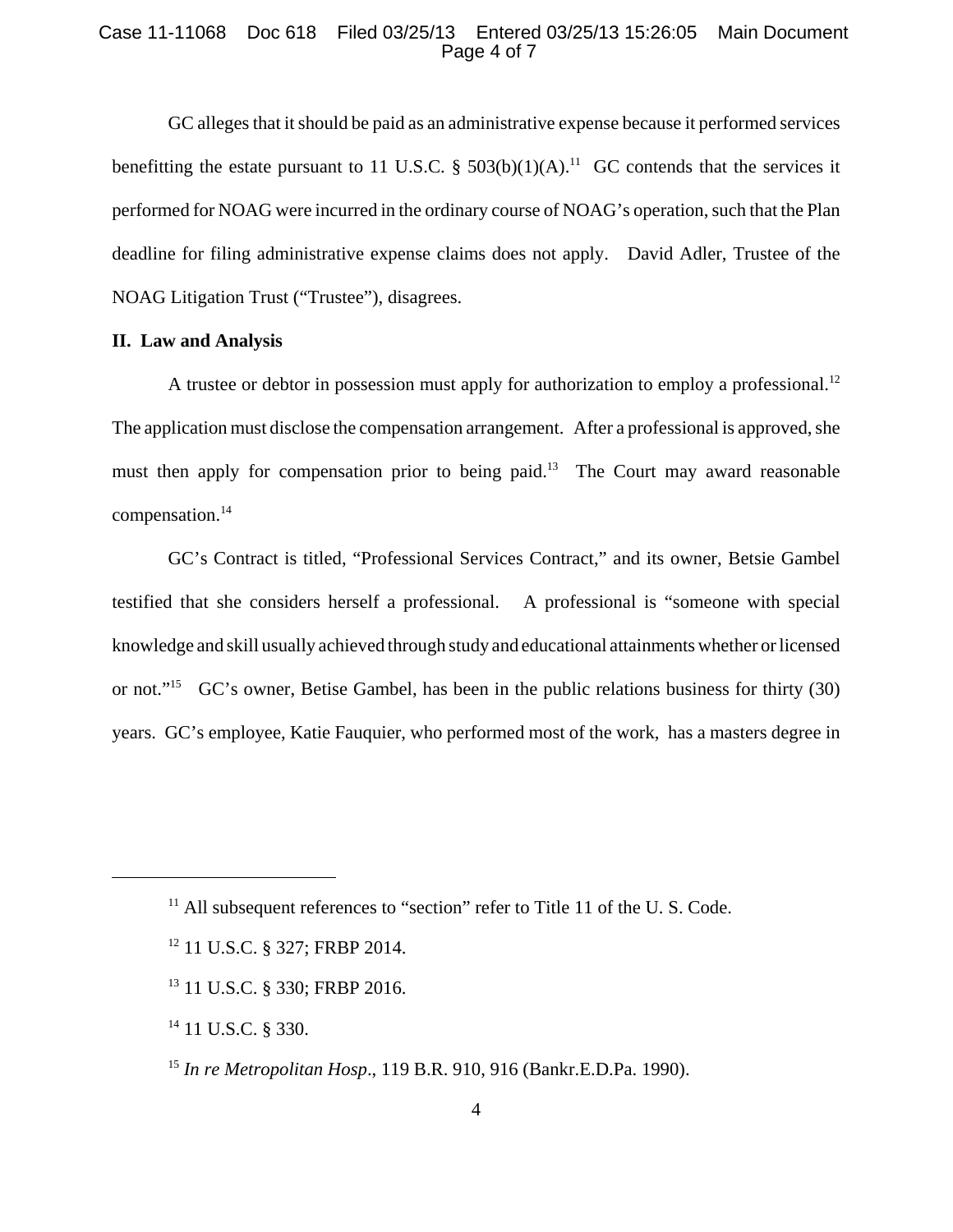GC alleges that it should be paid as an administrative expense because it performed services benefitting the estate pursuant to 11 U.S.C. § 503(b)(1)(A).[11] GC contends that the services it performed for NOAG were incurred in the ordinary course of NOAG's operation, such that the Plan deadline for filing administrative expense claims does not apply. David Adler, Trustee of the NOAG Litigation Trust ("Trustee"), disagrees.

**II. Law and Analysis**

A trustee or debtor in possession must apply for authorization to employ a professional.[12] The application must disclose the compensation arrangement. After a professional is approved, she must then apply for compensation prior to being paid.[13] The Court may award reasonable compensation.[14]

GC's Contract is titled, "Professional Services Contract," and its owner, Betsie Gambel testified that she considers herself a professional. A professional is "someone with special knowledge and skill usually achieved through study and educational attainments whether or licensed or not."[15] GC's owner, Betise Gambel, has been in the public relations business for thirty (30) years. GC's employee, Katie Fauquier, who performed most of the work, has a masters degree in

---

[11] All subsequent references to "section" refer to Title 11 of the U. S. Code.

[12] 11 U.S.C. § 327; FRBP 2014.

[13] 11 U.S.C. § 330; FRBP 2016.

[14] 11 U.S.C. § 330.

[15] *In re Metropolitan Hosp*., 119 B.R. 910, 916 (Bankr.E.D.Pa. 1990).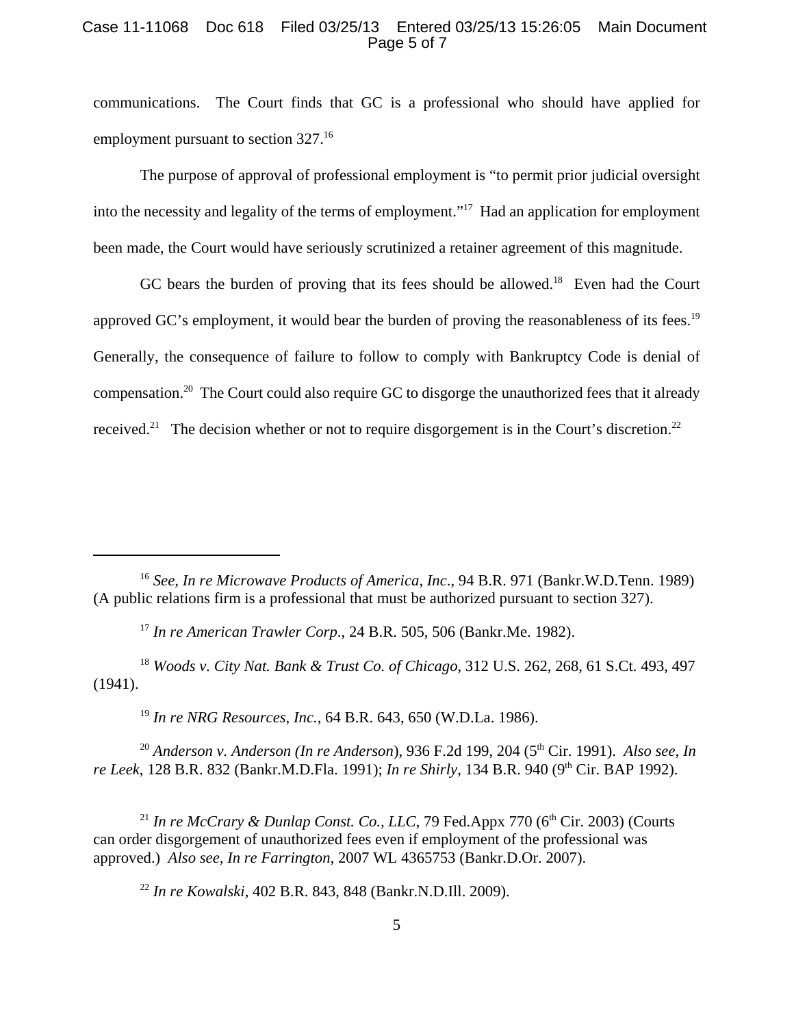communications. The Court finds that GC is a professional who should have applied for employment pursuant to section 327.[16]

The purpose of approval of professional employment is "to permit prior judicial oversight into the necessity and legality of the terms of employment."[17] Had an application for employment been made, the Court would have seriously scrutinized a retainer agreement of this magnitude.

GC bears the burden of proving that its fees should be allowed.[18] Even had the Court approved GC's employment, it would bear the burden of proving the reasonableness of its fees.[19] Generally, the consequence of failure to follow to comply with Bankruptcy Code is denial of compensation.[20] The Court could also require GC to disgorge the unauthorized fees that it already received.[21] The decision whether or not to require disgorgement is in the Court's discretion.[22]

---

[16] *See, In re Microwave Products of America, Inc*., 94 B.R. 971 (Bankr.W.D.Tenn. 1989) (A public relations firm is a professional that must be authorized pursuant to section 327).

[17] *In re American Trawler Corp*., 24 B.R. 505, 506 (Bankr.Me. 1982).

[18] *Woods v. City Nat. Bank & Trust Co. of Chicago*, 312 U.S. 262, 268, 61 S.Ct. 493, 497 (1941).

[19] *In re NRG Resources, Inc.*, 64 B.R. 643, 650 (W.D.La. 1986).

[20] *Anderson v. Anderson (In re Anderson*), 936 F.2d 199, 204 (5th Cir. 1991). *Also see, In re Leek*, 128 B.R. 832 (Bankr.M.D.Fla. 1991); *In re Shirly*, 134 B.R. 940 (9th Cir. BAP 1992).

[21] *In re McCrary & Dunlap Const. Co., LLC*, 79 Fed.Appx 770 (6th Cir. 2003) (Courts can order disgorgement of unauthorized fees even if employment of the professional was approved.) *Also see, In re Farrington,* 2007 WL 4365753 (Bankr.D.Or. 2007).

[22] *In re Kowalski*, 402 B.R. 843, 848 (Bankr.N.D.Ill. 2009).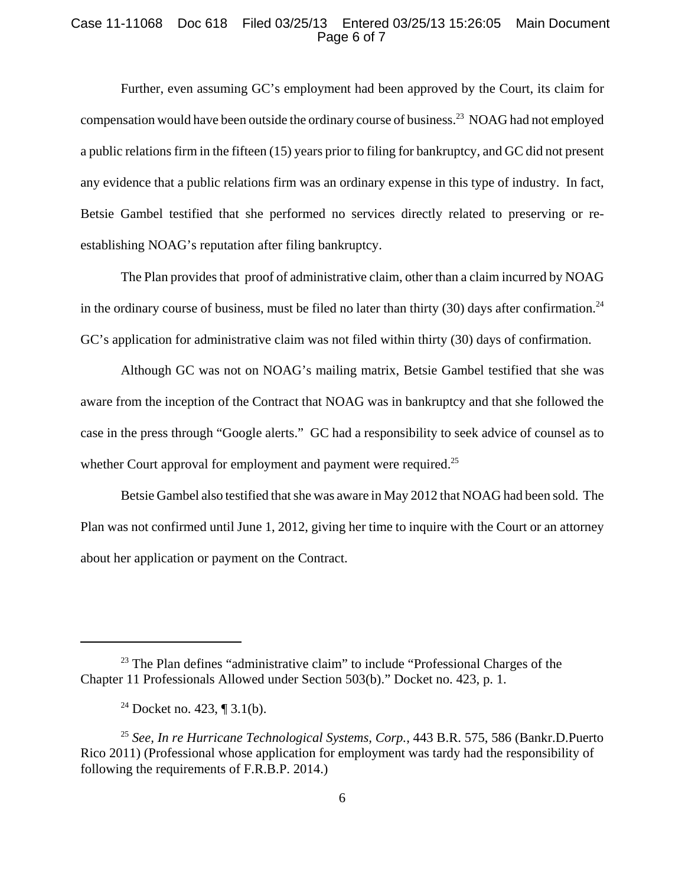Further, even assuming GC's employment had been approved by the Court, its claim for compensation would have been outside the ordinary course of business.[23] NOAG had not employed a public relations firm in the fifteen (15) years prior to filing for bankruptcy, and GC did not present any evidence that a public relations firm was an ordinary expense in this type of industry. In fact, Betsie Gambel testified that she performed no services directly related to preserving or re-establishing NOAG's reputation after filing bankruptcy.

The Plan provides that proof of administrative claim, other than a claim incurred by NOAG in the ordinary course of business, must be filed no later than thirty (30) days after confirmation.[24] GC's application for administrative claim was not filed within thirty (30) days of confirmation.

Although GC was not on NOAG's mailing matrix, Betsie Gambel testified that she was aware from the inception of the Contract that NOAG was in bankruptcy and that she followed the case in the press through "Google alerts." GC had a responsibility to seek advice of counsel as to whether Court approval for employment and payment were required.[25]

Betsie Gambel also testified that she was aware in May 2012 that NOAG had been sold. The Plan was not confirmed until June 1, 2012, giving her time to inquire with the Court or an attorney about her application or payment on the Contract.

---

[23] The Plan defines "administrative claim" to include "Professional Charges of the Chapter 11 Professionals Allowed under Section 503(b)." Docket no. 423, p. 1.

[24] Docket no. 423, ¶ 3.1(b).

[25] *See, In re Hurricane Technological Systems, Corp.*, 443 B.R. 575, 586 (Bankr.D.Puerto Rico 2011) (Professional whose application for employment was tardy had the responsibility of following the requirements of F.R.B.P. 2014.)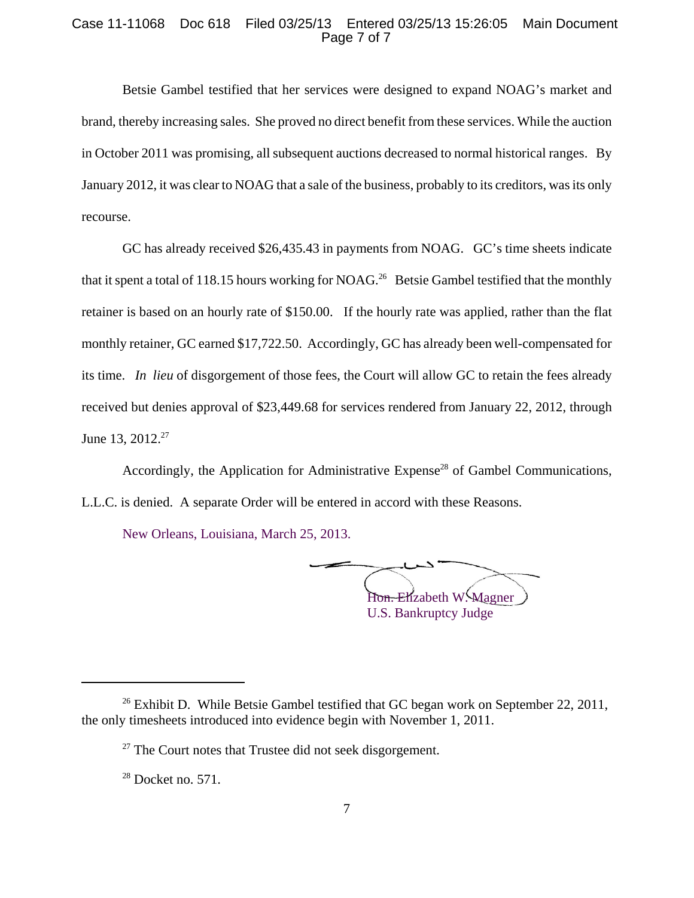Betsie Gambel testified that her services were designed to expand NOAG's market and brand, thereby increasing sales. She proved no direct benefit from these services. While the auction in October 2011 was promising, all subsequent auctions decreased to normal historical ranges. By January 2012, it was clear to NOAG that a sale of the business, probably to its creditors, was its only recourse.

GC has already received $26,435.43 in payments from NOAG. GC's time sheets indicate that it spent a total of 118.15 hours working for NOAG.[26] Betsie Gambel testified that the monthly retainer is based on an hourly rate of $150.00. If the hourly rate was applied, rather than the flat monthly retainer, GC earned $17,722.50. Accordingly, GC has already been well-compensated for its time. *In lieu* of disgorgement of those fees, the Court will allow GC to retain the fees already received but denies approval of $23,449.68 for services rendered from January 22, 2012, through June 13, 2012.[27]

Accordingly, the Application for Administrative Expense[28] of Gambel Communications, L.L.C. is denied. A separate Order will be entered in accord with these Reasons.

New Orleans, Louisiana, March 25, 2013.

Hon. Elizabeth W. Magner
U.S. Bankruptcy Judge

---

[26] Exhibit D. While Betsie Gambel testified that GC began work on September 22, 2011, the only timesheets introduced into evidence begin with November 1, 2011.

[27] The Court notes that Trustee did not seek disgorgement.

[28] Docket no. 571.